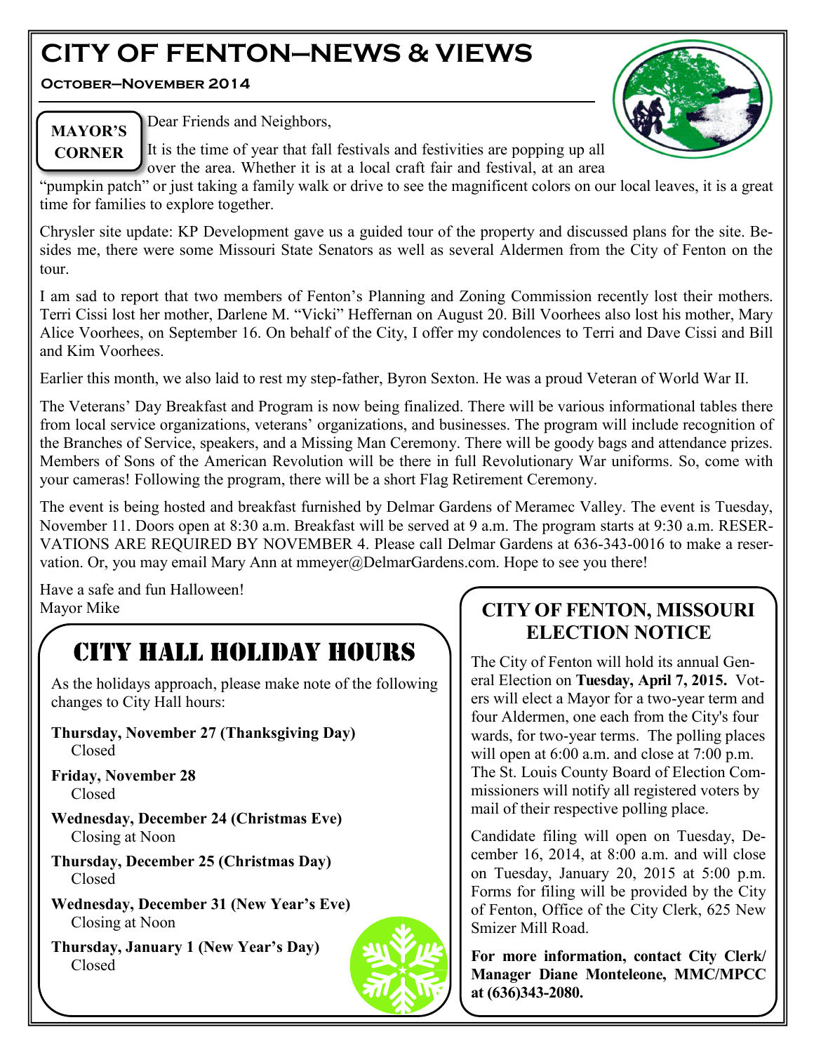# CITY OF FENTON—NEWS & VIEWS

**October—November 2014**

## MAYOR'S CORNER

Dear Friends and Neighbors,

It is the time of year that fall festivals and festivities are popping up all over the area. Whether it is at a local craft fair and festival, at an area "pumpkin patch" or just taking a family walk or drive to see the magnificent colors on our local leaves, it is a great time for families to explore together.

Chrysler site update: KP Development gave us a guided tour of the property and discussed plans for the site. Besides me, there were some Missouri State Senators as well as several Aldermen from the City of Fenton on the tour.

I am sad to report that two members of Fenton's Planning and Zoning Commission recently lost their mothers. Terri Cissi lost her mother, Darlene M. "Vicki" Heffernan on August 20. Bill Voorhees also lost his mother, Mary Alice Voorhees, on September 16. On behalf of the City, I offer my condolences to Terri and Dave Cissi and Bill and Kim Voorhees.

Earlier this month, we also laid to rest my step-father, Byron Sexton. He was a proud Veteran of World War II.

The Veterans' Day Breakfast and Program is now being finalized. There will be various informational tables there from local service organizations, veterans' organizations, and businesses. The program will include recognition of the Branches of Service, speakers, and a Missing Man Ceremony. There will be goody bags and attendance prizes. Members of Sons of the American Revolution will be there in full Revolutionary War uniforms. So, come with your cameras! Following the program, there will be a short Flag Retirement Ceremony.

The event is being hosted and breakfast furnished by Delmar Gardens of Meramec Valley. The event is Tuesday, November 11. Doors open at 8:30 a.m. Breakfast will be served at 9 a.m. The program starts at 9:30 a.m. RESERVATIONS ARE REQUIRED BY NOVEMBER 4. Please call Delmar Gardens at 636-343-0016 to make a reservation. Or, you may email Mary Ann at mmeyer@DelmarGardens.com. Hope to see you there!

Have a safe and fun Halloween!
Mayor Mike

## CITY HALL HOLIDAY HOURS

As the holidays approach, please make note of the following changes to City Hall hours:

**Thursday, November 27 (Thanksgiving Day)**
Closed

**Friday, November 28**
Closed

**Wednesday, December 24 (Christmas Eve)**
Closing at Noon

**Thursday, December 25 (Christmas Day)**
Closed

**Wednesday, December 31 (New Year's Eve)**
Closing at Noon

**Thursday, January 1 (New Year's Day)**
Closed

## CITY OF FENTON, MISSOURI ELECTION NOTICE

The City of Fenton will hold its annual General Election on **Tuesday, April 7, 2015.** Voters will elect a Mayor for a two-year term and four Aldermen, one each from the City's four wards, for two-year terms. The polling places will open at 6:00 a.m. and close at 7:00 p.m. The St. Louis County Board of Election Commissioners will notify all registered voters by mail of their respective polling place.

Candidate filing will open on Tuesday, December 16, 2014, at 8:00 a.m. and will close on Tuesday, January 20, 2015 at 5:00 p.m. Forms for filing will be provided by the City of Fenton, Office of the City Clerk, 625 New Smizer Mill Road.

**For more information, contact City Clerk/ Manager Diane Monteleone, MMC/MPCC at (636)343-2080.**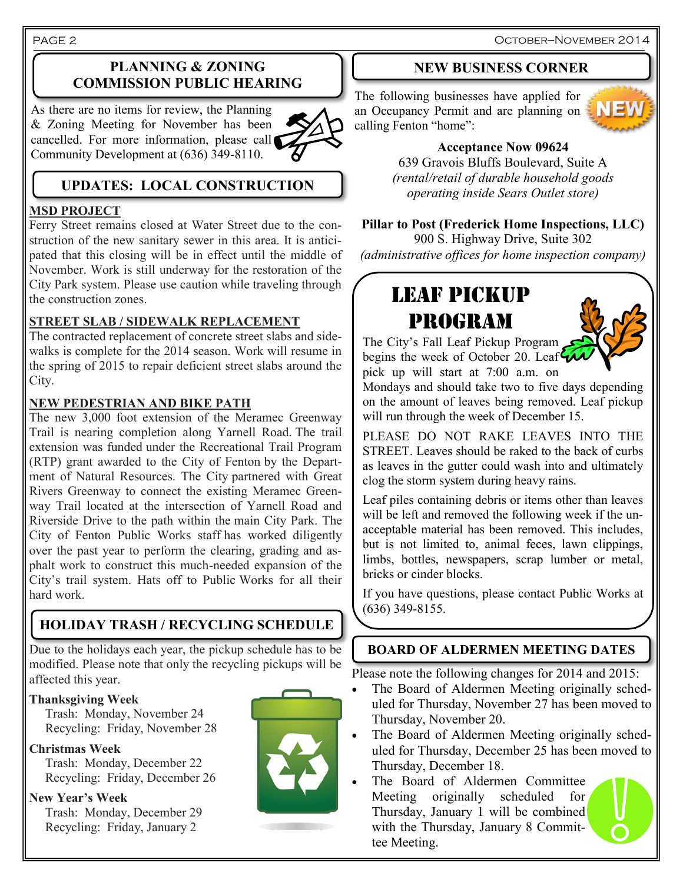## PLANNING & ZONING COMMISSION PUBLIC HEARING

As there are no items for review, the Planning & Zoning Meeting for November has been cancelled. For more information, please call Community Development at (636) 349-8110.

## UPDATES: LOCAL CONSTRUCTION

**MSD PROJECT**

Ferry Street remains closed at Water Street due to the construction of the new sanitary sewer in this area. It is anticipated that this closing will be in effect until the middle of November. Work is still underway for the restoration of the City Park system. Please use caution while traveling through the construction zones.

**STREET SLAB / SIDEWALK REPLACEMENT**

The contracted replacement of concrete street slabs and sidewalks is complete for the 2014 season. Work will resume in the spring of 2015 to repair deficient street slabs around the City.

**NEW PEDESTRIAN AND BIKE PATH**

The new 3,000 foot extension of the Meramec Greenway Trail is nearing completion along Yarnell Road. The trail extension was funded under the Recreational Trail Program (RTP) grant awarded to the City of Fenton by the Department of Natural Resources. The City partnered with Great Rivers Greenway to connect the existing Meramec Greenway Trail located at the intersection of Yarnell Road and Riverside Drive to the path within the main City Park. The City of Fenton Public Works staff has worked diligently over the past year to perform the clearing, grading and asphalt work to construct this much-needed expansion of the City's trail system. Hats off to Public Works for all their hard work.

## HOLIDAY TRASH / RECYCLING SCHEDULE

Due to the holidays each year, the pickup schedule has to be modified. Please note that only the recycling pickups will be affected this year.

**Thanksgiving Week**
Trash: Monday, November 24
Recycling: Friday, November 28

**Christmas Week**
Trash: Monday, December 22
Recycling: Friday, December 26

**New Year's Week**
Trash: Monday, December 29
Recycling: Friday, January 2

## NEW BUSINESS CORNER

The following businesses have applied for an Occupancy Permit and are planning on calling Fenton "home":

**Acceptance Now 09624**
639 Gravois Bluffs Boulevard, Suite A
*(rental/retail of durable household goods operating inside Sears Outlet store)*

**Pillar to Post (Frederick Home Inspections, LLC)**
900 S. Highway Drive, Suite 302
*(administrative offices for home inspection company)*

## LEAF PICKUP PROGRAM

The City's Fall Leaf Pickup Program begins the week of October 20. Leaf pick up will start at 7:00 a.m. on Mondays and should take two to five days depending on the amount of leaves being removed. Leaf pickup will run through the week of December 15.

PLEASE DO NOT RAKE LEAVES INTO THE STREET. Leaves should be raked to the back of curbs as leaves in the gutter could wash into and ultimately clog the storm system during heavy rains.

Leaf piles containing debris or items other than leaves will be left and removed the following week if the unacceptable material has been removed. This includes, but is not limited to, animal feces, lawn clippings, limbs, bottles, newspapers, scrap lumber or metal, bricks or cinder blocks.

If you have questions, please contact Public Works at (636) 349-8155.

## BOARD OF ALDERMEN MEETING DATES

Please note the following changes for 2014 and 2015:

- The Board of Aldermen Meeting originally scheduled for Thursday, November 27 has been moved to Thursday, November 20.
- The Board of Aldermen Meeting originally scheduled for Thursday, December 25 has been moved to Thursday, December 18.
- The Board of Aldermen Committee Meeting originally scheduled for Thursday, January 1 will be combined with the Thursday, January 8 Committee Meeting.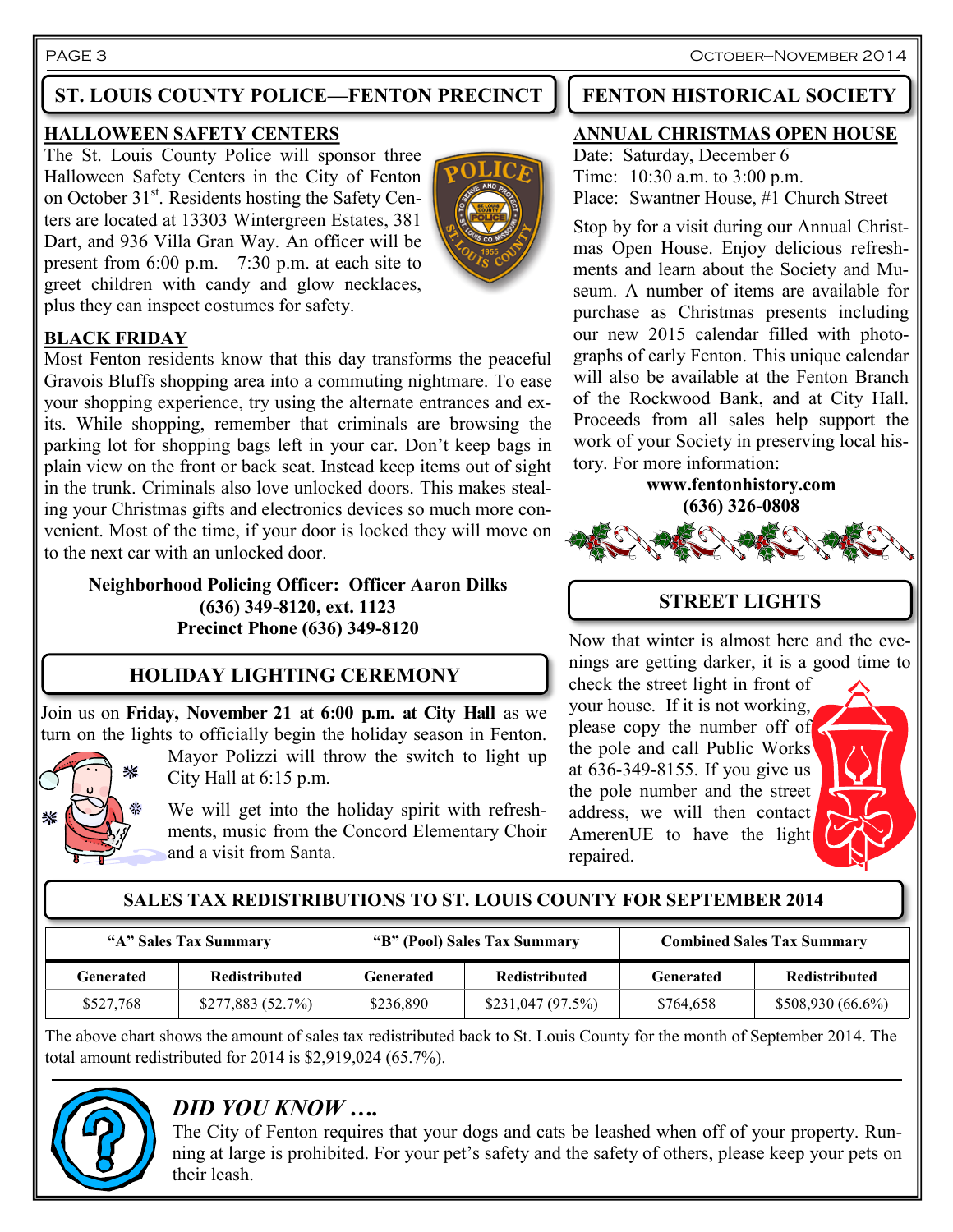## ST. LOUIS COUNTY POLICE—FENTON PRECINCT

### HALLOWEEN SAFETY CENTERS

The St. Louis County Police will sponsor three Halloween Safety Centers in the City of Fenton on October 31st. Residents hosting the Safety Centers are located at 13303 Wintergreen Estates, 381 Dart, and 936 Villa Gran Way. An officer will be present from 6:00 p.m.—7:30 p.m. at each site to greet children with candy and glow necklaces, plus they can inspect costumes for safety.

### BLACK FRIDAY

Most Fenton residents know that this day transforms the peaceful Gravois Bluffs shopping area into a commuting nightmare. To ease your shopping experience, try using the alternate entrances and exits. While shopping, remember that criminals are browsing the parking lot for shopping bags left in your car. Don't keep bags in plain view on the front or back seat. Instead keep items out of sight in the trunk. Criminals also love unlocked doors. This makes stealing your Christmas gifts and electronics devices so much more convenient. Most of the time, if your door is locked they will move on to the next car with an unlocked door.

**Neighborhood Policing Officer: Officer Aaron Dilks**
**(636) 349-8120, ext. 1123**
**Precinct Phone (636) 349-8120**

## HOLIDAY LIGHTING CEREMONY

Join us on **Friday, November 21 at 6:00 p.m. at City Hall** as we turn on the lights to officially begin the holiday season in Fenton. Mayor Polizzi will throw the switch to light up City Hall at 6:15 p.m.

We will get into the holiday spirit with refreshments, music from the Concord Elementary Choir and a visit from Santa.

## FENTON HISTORICAL SOCIETY

### ANNUAL CHRISTMAS OPEN HOUSE

Date: Saturday, December 6
Time: 10:30 a.m. to 3:00 p.m.
Place: Swantner House, #1 Church Street

Stop by for a visit during our Annual Christmas Open House. Enjoy delicious refreshments and learn about the Society and Museum. A number of items are available for purchase as Christmas presents including our new 2015 calendar filled with photographs of early Fenton. This unique calendar will also be available at the Fenton Branch of the Rockwood Bank, and at City Hall. Proceeds from all sales help support the work of your Society in preserving local history. For more information:

**www.fentonhistory.com**
**(636) 326-0808**

## STREET LIGHTS

Now that winter is almost here and the evenings are getting darker, it is a good time to check the street light in front of your house. If it is not working, please copy the number off of the pole and call Public Works at 636-349-8155. If you give us the pole number and the street address, we will then contact AmerenUE to have the light repaired.

## SALES TAX REDISTRIBUTIONS TO ST. LOUIS COUNTY FOR SEPTEMBER 2014

| "A" Sales Tax Summary | | "B" (Pool) Sales Tax Summary | | Combined Sales Tax Summary | |
|---|---|---|---|---|---|
| **Generated** | **Redistributed** | **Generated** | **Redistributed** | **Generated** | **Redistributed** |
| $527,768 | $277,883 (52.7%) | $236,890 | $231,047 (97.5%) | $764,658 | $508,930 (66.6%) |

The above chart shows the amount of sales tax redistributed back to St. Louis County for the month of September 2014. The total amount redistributed for 2014 is $2,919,024 (65.7%).

## *DID YOU KNOW ….*

The City of Fenton requires that your dogs and cats be leashed when off of your property. Running at large is prohibited. For your pet's safety and the safety of others, please keep your pets on their leash.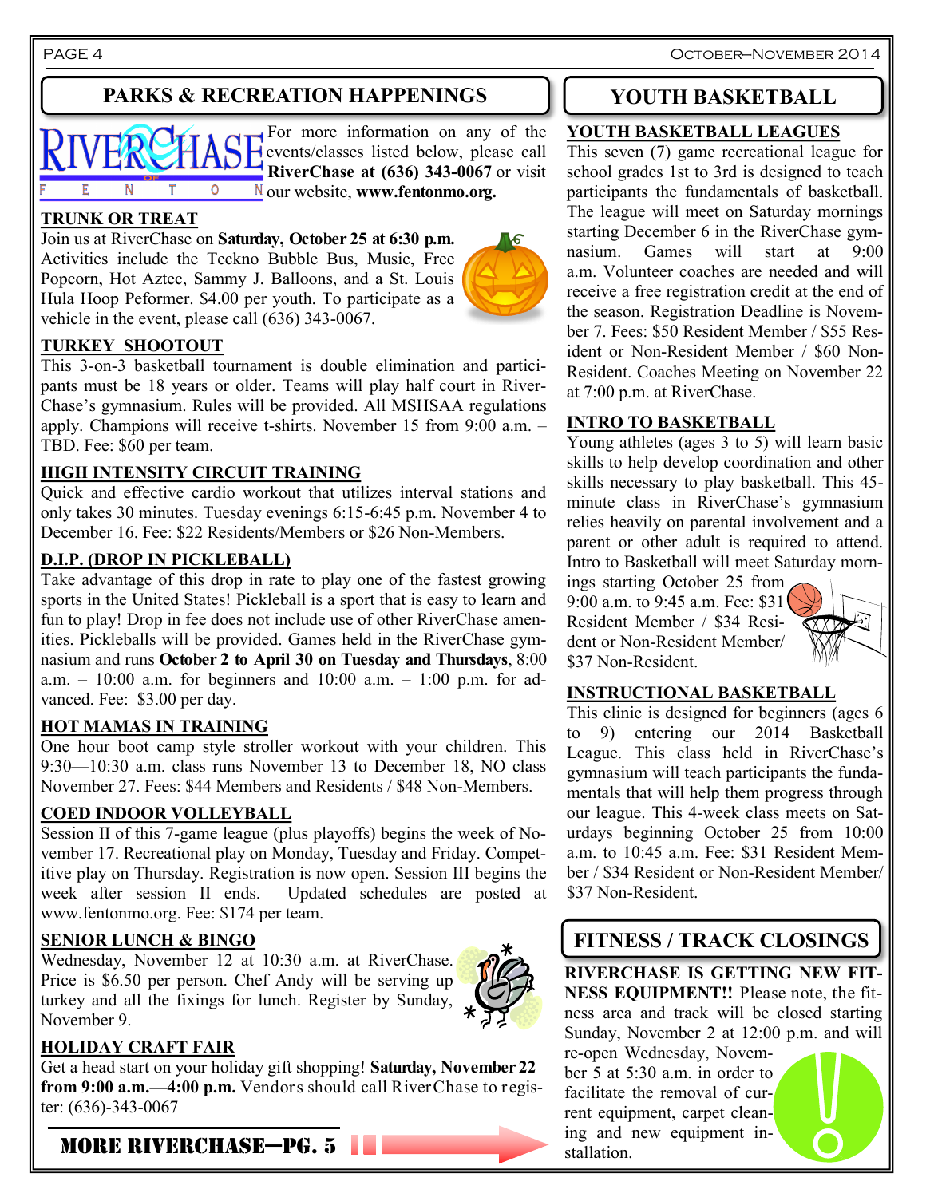## PARKS & RECREATION HAPPENINGS

For more information on any of the events/classes listed below, please call **RiverChase at (636) 343-0067** or visit our website, **www.fentonmo.org.**

### TRUNK OR TREAT

Join us at RiverChase on **Saturday, October 25 at 6:30 p.m.** Activities include the Teckno Bubble Bus, Music, Free Popcorn, Hot Aztec, Sammy J. Balloons, and a St. Louis Hula Hoop Peformer. $4.00 per youth. To participate as a vehicle in the event, please call (636) 343-0067.

### TURKEY SHOOTOUT

This 3-on-3 basketball tournament is double elimination and participants must be 18 years or older. Teams will play half court in RiverChase's gymnasium. Rules will be provided. All MSHSAA regulations apply. Champions will receive t-shirts. November 15 from 9:00 a.m. – TBD. Fee: $60 per team.

### HIGH INTENSITY CIRCUIT TRAINING

Quick and effective cardio workout that utilizes interval stations and only takes 30 minutes. Tuesday evenings 6:15-6:45 p.m. November 4 to December 16. Fee: $22 Residents/Members or $26 Non-Members.

### D.I.P. (DROP IN PICKLEBALL)

Take advantage of this drop in rate to play one of the fastest growing sports in the United States! Pickleball is a sport that is easy to learn and fun to play! Drop in fee does not include use of other RiverChase amenities. Pickleballs will be provided. Games held in the RiverChase gymnasium and runs **October 2 to April 30 on Tuesday and Thursdays**, 8:00 a.m. – 10:00 a.m. for beginners and 10:00 a.m. – 1:00 p.m. for advanced. Fee: $3.00 per day.

### HOT MAMAS IN TRAINING

One hour boot camp style stroller workout with your children. This 9:30—10:30 a.m. class runs November 13 to December 18, NO class November 27. Fees: $44 Members and Residents / $48 Non-Members.

### COED INDOOR VOLLEYBALL

Session II of this 7-game league (plus playoffs) begins the week of November 17. Recreational play on Monday, Tuesday and Friday. Competitive play on Thursday. Registration is now open. Session III begins the week after session II ends. Updated schedules are posted at www.fentonmo.org. Fee: $174 per team.

### SENIOR LUNCH & BINGO

Wednesday, November 12 at 10:30 a.m. at RiverChase. Price is $6.50 per person. Chef Andy will be serving up turkey and all the fixings for lunch. Register by Sunday, November 9.

### HOLIDAY CRAFT FAIR

Get a head start on your holiday gift shopping! **Saturday, November 22 from 9:00 a.m.—4:00 p.m.** Vendors should call RiverChase to register: (636)-343-0067

**MORE RIVERCHASE—PG. 5**

## YOUTH BASKETBALL

### YOUTH BASKETBALL LEAGUES

This seven (7) game recreational league for school grades 1st to 3rd is designed to teach participants the fundamentals of basketball. The league will meet on Saturday mornings starting December 6 in the RiverChase gymnasium. Games will start at 9:00 a.m. Volunteer coaches are needed and will receive a free registration credit at the end of the season. Registration Deadline is November 7. Fees: $50 Resident Member / $55 Resident or Non-Resident Member / $60 Non-Resident. Coaches Meeting on November 22 at 7:00 p.m. at RiverChase.

### INTRO TO BASKETBALL

Young athletes (ages 3 to 5) will learn basic skills to help develop coordination and other skills necessary to play basketball. This 45-minute class in RiverChase's gymnasium relies heavily on parental involvement and a parent or other adult is required to attend. Intro to Basketball will meet Saturday mornings starting October 25 from 9:00 a.m. to 9:45 a.m. Fee: $31 Resident Member / $34 Resident or Non-Resident Member/ $37 Non-Resident.

### INSTRUCTIONAL BASKETBALL

This clinic is designed for beginners (ages 6 to 9) entering our 2014 Basketball League. This class held in RiverChase's gymnasium will teach participants the fundamentals that will help them progress through our league. This 4-week class meets on Saturdays beginning October 25 from 10:00 a.m. to 10:45 a.m. Fee: $31 Resident Member / $34 Resident or Non-Resident Member/ $37 Non-Resident.

## FITNESS / TRACK CLOSINGS

**RIVERCHASE IS GETTING NEW FITNESS EQUIPMENT!!** Please note, the fitness area and track will be closed starting Sunday, November 2 at 12:00 p.m. and will re-open Wednesday, November 5 at 5:30 a.m. in order to facilitate the removal of current equipment, carpet cleaning and new equipment installation.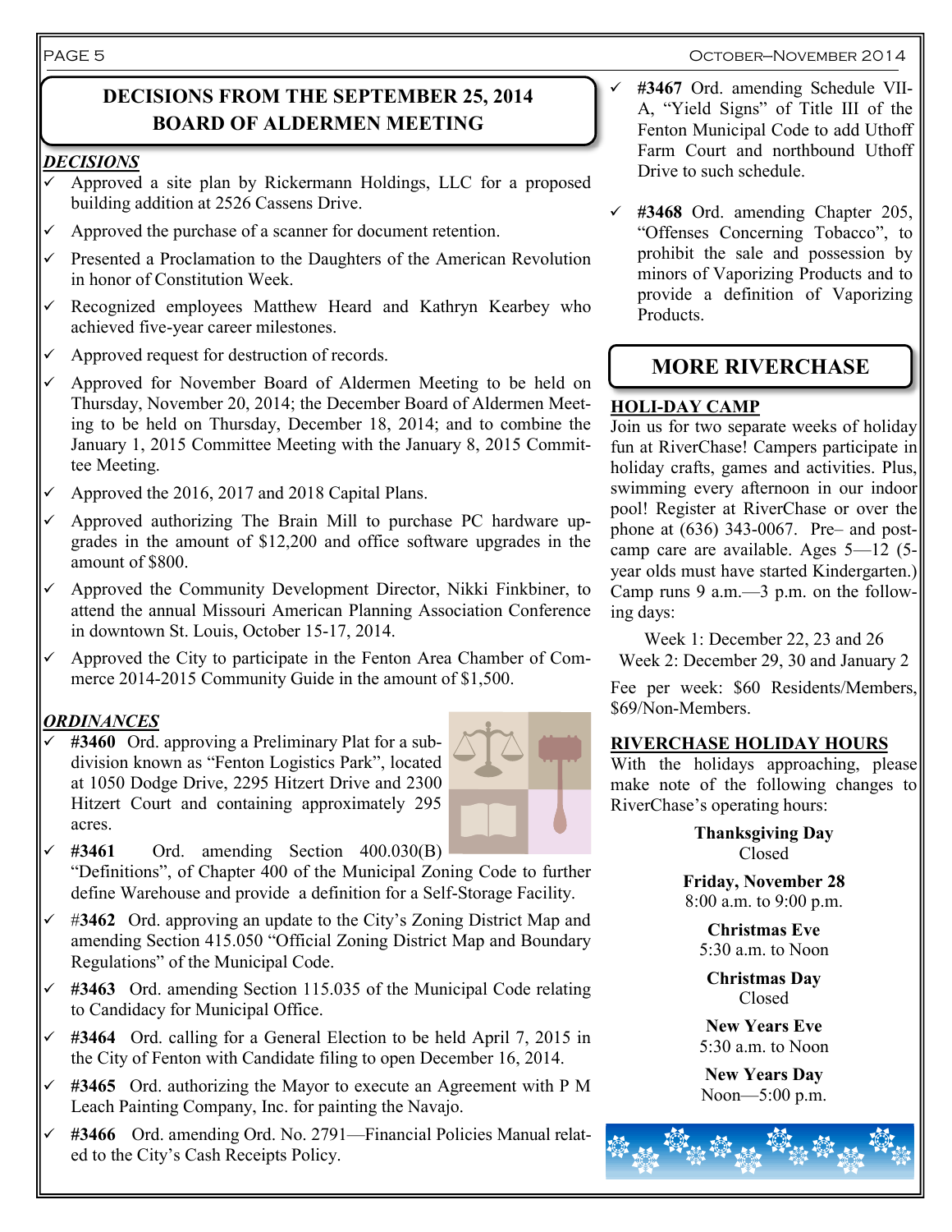## DECISIONS FROM THE SEPTEMBER 25, 2014 BOARD OF ALDERMEN MEETING

### *DECISIONS*

- ✓ Approved a site plan by Rickermann Holdings, LLC for a proposed building addition at 2526 Cassens Drive.
- ✓ Approved the purchase of a scanner for document retention.
- ✓ Presented a Proclamation to the Daughters of the American Revolution in honor of Constitution Week.
- ✓ Recognized employees Matthew Heard and Kathryn Kearbey who achieved five-year career milestones.
- ✓ Approved request for destruction of records.
- ✓ Approved for November Board of Aldermen Meeting to be held on Thursday, November 20, 2014; the December Board of Aldermen Meeting to be held on Thursday, December 18, 2014; and to combine the January 1, 2015 Committee Meeting with the January 8, 2015 Committee Meeting.
- ✓ Approved the 2016, 2017 and 2018 Capital Plans.
- ✓ Approved authorizing The Brain Mill to purchase PC hardware upgrades in the amount of $12,200 and office software upgrades in the amount of $800.
- ✓ Approved the Community Development Director, Nikki Finkbiner, to attend the annual Missouri American Planning Association Conference in downtown St. Louis, October 15-17, 2014.
- ✓ Approved the City to participate in the Fenton Area Chamber of Commerce 2014-2015 Community Guide in the amount of $1,500.

### *ORDINANCES*

- ✓ **#3460** Ord. approving a Preliminary Plat for a subdivision known as "Fenton Logistics Park", located at 1050 Dodge Drive, 2295 Hitzert Drive and 2300 Hitzert Court and containing approximately 295 acres.
- ✓ **#3461** Ord. amending Section 400.030(B) "Definitions", of Chapter 400 of the Municipal Zoning Code to further define Warehouse and provide a definition for a Self-Storage Facility.
- ✓ #**3462** Ord. approving an update to the City's Zoning District Map and amending Section 415.050 "Official Zoning District Map and Boundary Regulations" of the Municipal Code.
- ✓ **#3463** Ord. amending Section 115.035 of the Municipal Code relating to Candidacy for Municipal Office.
- ✓ **#3464** Ord. calling for a General Election to be held April 7, 2015 in the City of Fenton with Candidate filing to open December 16, 2014.
- ✓ **#3465** Ord. authorizing the Mayor to execute an Agreement with P M Leach Painting Company, Inc. for painting the Navajo.
- ✓ **#3466** Ord. amending Ord. No. 2791—Financial Policies Manual related to the City's Cash Receipts Policy.
- ✓ **#3467** Ord. amending Schedule VII-A, "Yield Signs" of Title III of the Fenton Municipal Code to add Uthoff Farm Court and northbound Uthoff Drive to such schedule.
- ✓ **#3468** Ord. amending Chapter 205, "Offenses Concerning Tobacco", to prohibit the sale and possession by minors of Vaporizing Products and to provide a definition of Vaporizing Products.

## MORE RIVERCHASE

### HOLI-DAY CAMP

Join us for two separate weeks of holiday fun at RiverChase! Campers participate in holiday crafts, games and activities. Plus, swimming every afternoon in our indoor pool! Register at RiverChase or over the phone at (636) 343-0067. Pre– and post-camp care are available. Ages 5—12 (5-year olds must have started Kindergarten.) Camp runs 9 a.m.—3 p.m. on the following days:

Week 1: December 22, 23 and 26
Week 2: December 29, 30 and January 2

Fee per week: $60 Residents/Members, $69/Non-Members.

### RIVERCHASE HOLIDAY HOURS

With the holidays approaching, please make note of the following changes to RiverChase's operating hours:

**Thanksgiving Day**
Closed

**Friday, November 28**
8:00 a.m. to 9:00 p.m.

**Christmas Eve**
5:30 a.m. to Noon

**Christmas Day**
Closed

**New Years Eve**
5:30 a.m. to Noon

**New Years Day**
Noon—5:00 p.m.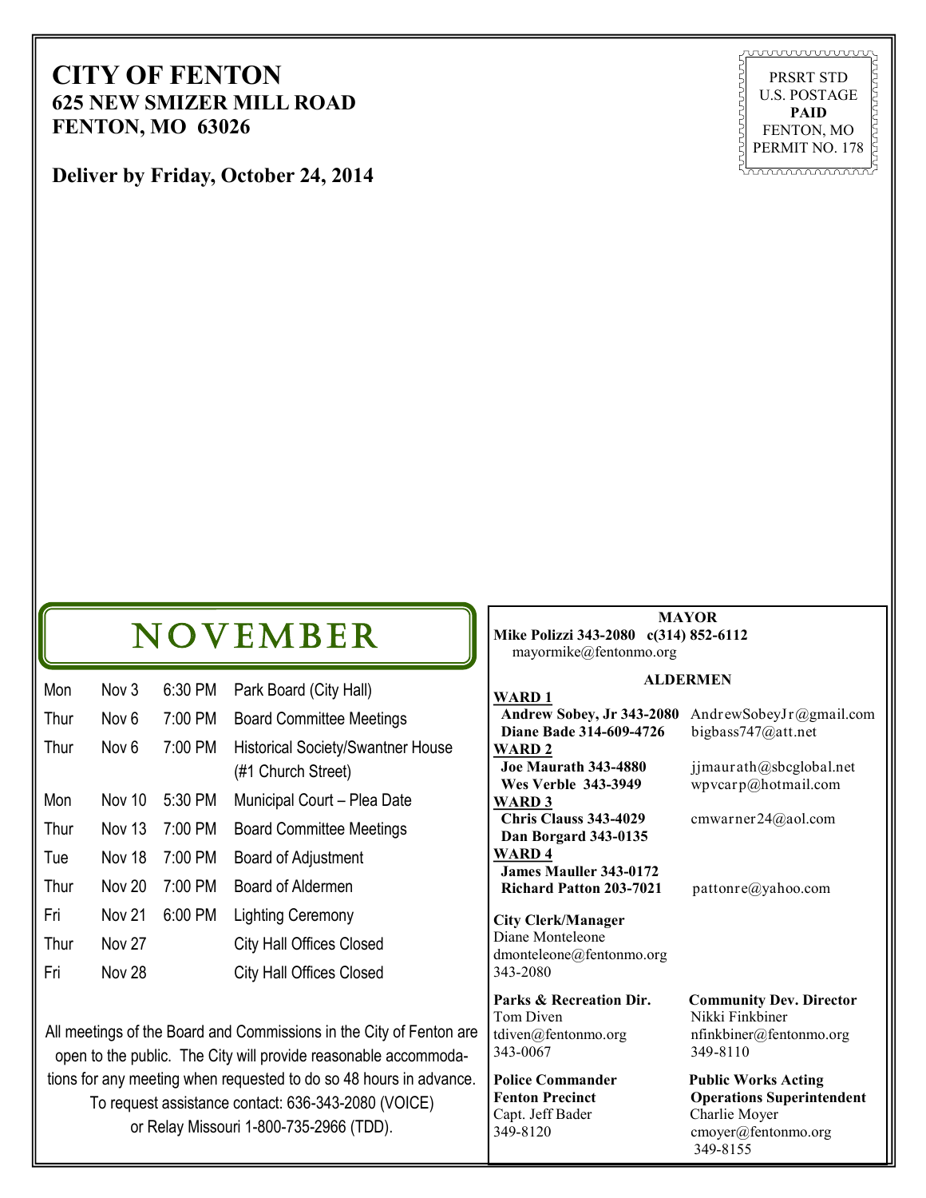# CITY OF FENTON
## 625 NEW SMIZER MILL ROAD
## FENTON, MO 63026

**Deliver by Friday, October 24, 2014**

PRSRT STD
U.S. POSTAGE
**PAID**
FENTON, MO
PERMIT NO. 178

## NOVEMBER

| | | | |
|---|---|---|---|
| Mon | Nov 3 | 6:30 PM | Park Board (City Hall) |
| Thur | Nov 6 | 7:00 PM | Board Committee Meetings |
| Thur | Nov 6 | 7:00 PM | Historical Society/Swantner House (#1 Church Street) |
| Mon | Nov 10 | 5:30 PM | Municipal Court – Plea Date |
| Thur | Nov 13 | 7:00 PM | Board Committee Meetings |
| Tue | Nov 18 | 7:00 PM | Board of Adjustment |
| Thur | Nov 20 | 7:00 PM | Board of Aldermen |
| Fri | Nov 21 | 6:00 PM | Lighting Ceremony |
| Thur | Nov 27 | | City Hall Offices Closed |
| Fri | Nov 28 | | City Hall Offices Closed |

All meetings of the Board and Commissions in the City of Fenton are open to the public. The City will provide reasonable accommodations for any meeting when requested to do so 48 hours in advance. To request assistance contact: 636-343-2080 (VOICE) or Relay Missouri 1-800-735-2966 (TDD).

**MAYOR**

**Mike Polizzi 343-2080 c(314) 852-6112**
mayormike@fentonmo.org

**ALDERMEN**

**WARD 1**
- **Andrew Sobey, Jr 343-2080** AndrewSobeyJr@gmail.com
- **Diane Bade 314-609-4726** bigbass747@att.net

**WARD 2**
- **Joe Maurath 343-4880** jjmaurath@sbcglobal.net
- **Wes Verble 343-3949** wpvcarp@hotmail.com

**WARD 3**
- **Chris Clauss 343-4029** cmwarner24@aol.com
- **Dan Borgard 343-0135**

**WARD 4**
- **James Mauller 343-0172**
- **Richard Patton 203-7021** pattonre@yahoo.com

**City Clerk/Manager**
Diane Monteleone
dmonteleone@fentonmo.org
343-2080

**Parks & Recreation Dir.**
Tom Diven
tdiven@fentonmo.org
343-0067

**Community Dev. Director**
Nikki Finkbiner
nfinkbiner@fentonmo.org
349-8110

**Police Commander**
**Fenton Precinct**
Capt. Jeff Bader
349-8120

**Public Works Acting Operations Superintendent**
Charlie Moyer
cmoyer@fentonmo.org
349-8155